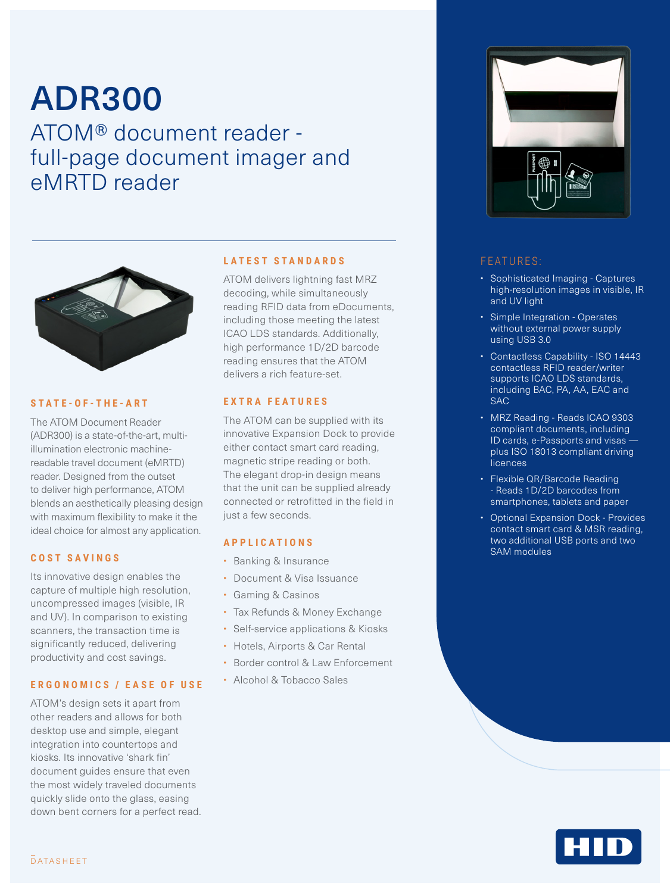# ADR300

## ATOM® document reader - full-page document imager and eMRTD reader

### STATE-OF-THE-ART

The ATOM Document Reader (ADR300) is a state-of-the-art, multi-illumination electronic machine-readable travel document (eMRTD) reader. Designed from the outset to deliver high performance, ATOM blends an aesthetically pleasing design with maximum flexibility to make it the ideal choice for almost any application.

### COST SAVINGS

Its innovative design enables the capture of multiple high resolution, uncompressed images (visible, IR and UV). In comparison to existing scanners, the transaction time is significantly reduced, delivering productivity and cost savings.

### ERGONOMICS / EASE OF USE

ATOM's design sets it apart from other readers and allows for both desktop use and simple, elegant integration into countertops and kiosks. Its innovative 'shark fin' document guides ensure that even the most widely traveled documents quickly slide onto the glass, easing down bent corners for a perfect read.

### LATEST STANDARDS

ATOM delivers lightning fast MRZ decoding, while simultaneously reading RFID data from eDocuments, including those meeting the latest ICAO LDS standards. Additionally, high performance 1D/2D barcode reading ensures that the ATOM delivers a rich feature-set.

### EXTRA FEATURES

The ATOM can be supplied with its innovative Expansion Dock to provide either contact smart card reading, magnetic stripe reading or both. The elegant drop-in design means that the unit can be supplied already connected or retrofitted in the field in just a few seconds.

### APPLICATIONS

- Banking & Insurance
- Document & Visa Issuance
- Gaming & Casinos
- Tax Refunds & Money Exchange
- Self-service applications & Kiosks
- Hotels, Airports & Car Rental
- Border control & Law Enforcement
- Alcohol & Tobacco Sales

### FEATURES:

- Sophisticated Imaging - Captures high-resolution images in visible, IR and UV light
- Simple Integration - Operates without external power supply using USB 3.0
- Contactless Capability - ISO 14443 contactless RFID reader/writer supports ICAO LDS standards, including BAC, PA, AA, EAC and SAC
- MRZ Reading - Reads ICAO 9303 compliant documents, including ID cards, e-Passports and visas — plus ISO 18013 compliant driving licences
- Flexible QR/Barcode Reading - Reads 1D/2D barcodes from smartphones, tablets and paper
- Optional Expansion Dock - Provides contact smart card & MSR reading, two additional USB ports and two SAM modules

DATASHEET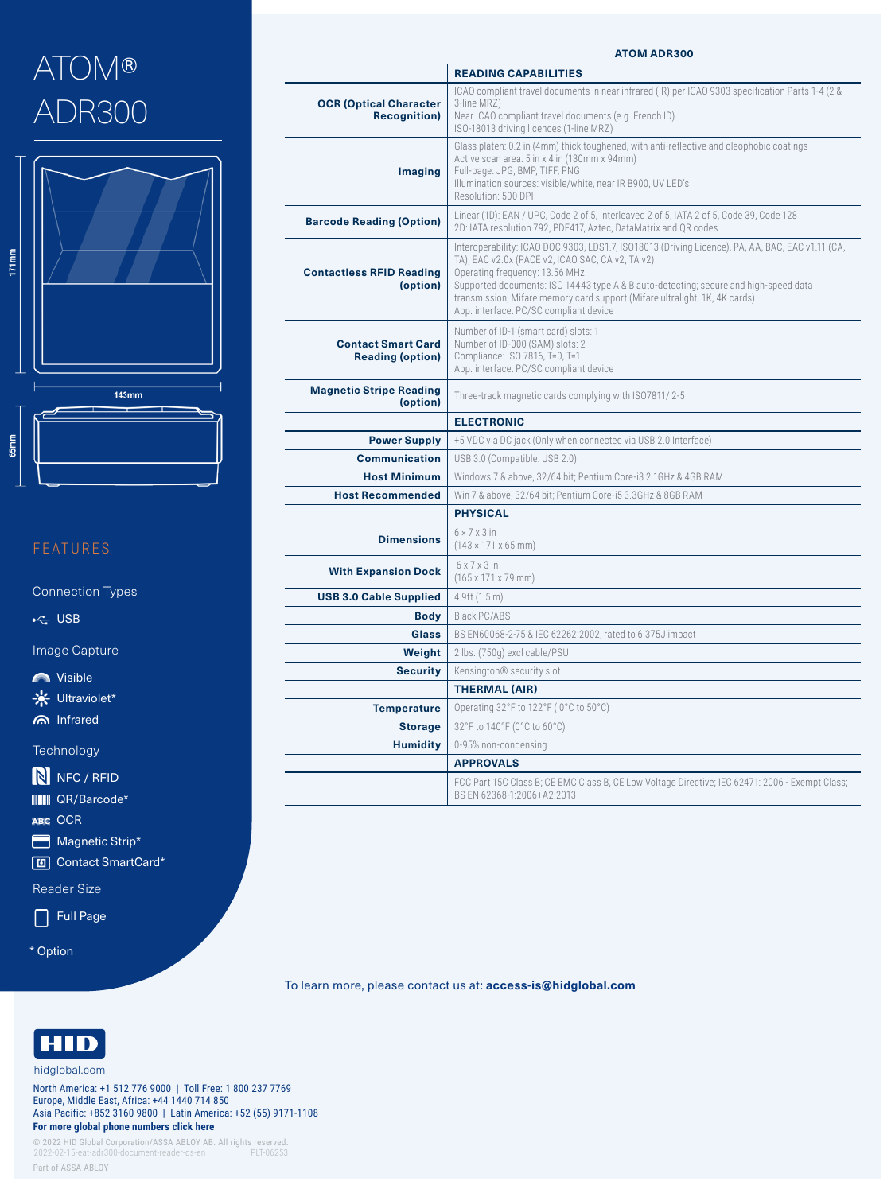# ATOM® ADR300

171mm

143mm

65mm

## FEATURES

Connection Types

- USB

Image Capture

- Visible
- Ultraviolet*
- Infrared

Technology

- NFC / RFID
- QR/Barcode*
- OCR
- Magnetic Strip*
- Contact SmartCard*

Reader Size

- Full Page

* Option

| | ATOM ADR300 |
|---|---|
| | **READING CAPABILITIES** |
| **OCR (Optical Character Recognition)** | ICAO compliant travel documents in near infrared (IR) per ICAO 9303 specification Parts 1-4 (2 & 3-line MRZ)<br>Near ICAO compliant travel documents (e.g. French ID)<br>ISO-18013 driving licences (1-line MRZ) |
| **Imaging** | Glass platen: 0.2 in (4mm) thick toughened, with anti-reflective and oleophobic coatings<br>Active scan area: 5 in x 4 in (130mm x 94mm)<br>Full-page: JPG, BMP, TIFF, PNG<br>Illumination sources: visible/white, near IR B900, UV LED's<br>Resolution: 500 DPI |
| **Barcode Reading (Option)** | Linear (1D): EAN / UPC, Code 2 of 5, Interleaved 2 of 5, IATA 2 of 5, Code 39, Code 128<br>2D: IATA resolution 792, PDF417, Aztec, DataMatrix and QR codes |
| **Contactless RFID Reading (option)** | Interoperability: ICAO DOC 9303, LDS1.7, ISO18013 (Driving Licence), PA, AA, BAC, EAC v1.11 (CA, TA), EAC v2.0x (PACE v2, ICAO SAC, CA v2, TA v2)<br>Operating frequency: 13.56 MHz<br>Supported documents: ISO 14443 type A & B auto-detecting; secure and high-speed data transmission; Mifare memory card support (Mifare ultralight, 1K, 4K cards)<br>App. interface: PC/SC compliant device |
| **Contact Smart Card Reading (option)** | Number of ID-1 (smart card) slots: 1<br>Number of ID-000 (SAM) slots: 2<br>Compliance: ISO 7816, T=0, T=1<br>App. interface: PC/SC compliant device |
| **Magnetic Stripe Reading (option)** | Three-track magnetic cards complying with ISO7811/ 2-5 |
| | **ELECTRONIC** |
| **Power Supply** | +5 VDC via DC jack (Only when connected via USB 2.0 Interface) |
| **Communication** | USB 3.0 (Compatible: USB 2.0) |
| **Host Minimum** | Windows 7 & above, 32/64 bit; Pentium Core-i3 2.1GHz & 4GB RAM |
| **Host Recommended** | Win 7 & above, 32/64 bit; Pentium Core-i5 3.3GHz & 8GB RAM |
| | **PHYSICAL** |
| **Dimensions** | 6 x 7 x 3 in<br>(143 x 171 x 65 mm) |
| **With Expansion Dock** | 6 x 7 x 3 in<br>(165 x 171 x 79 mm) |
| **USB 3.0 Cable Supplied** | 4.9ft (1.5 m) |
| **Body** | Black PC/ABS |
| **Glass** | BS EN60068-2-75 & IEC 62262:2002, rated to 6.375J impact |
| **Weight** | 2 lbs. (750g) excl cable/PSU |
| **Security** | Kensington® security slot |
| | **THERMAL (AIR)** |
| **Temperature** | Operating 32°F to 122°F ( 0°C to 50°C) |
| **Storage** | 32°F to 140°F (0°C to 60°C) |
| **Humidity** | 0-95% non-condensing |
| | **APPROVALS** |
| | FCC Part 15C Class B; CE EMC Class B, CE Low Voltage Directive; IEC 62471: 2006 - Exempt Class; BS EN 62368-1:2006+A2:2013 |

To learn more, please contact us at: **access-is@hidglobal.com**

HID

hidglobal.com

North America: +1 512 776 9000 | Toll Free: 1 800 237 7769
Europe, Middle East, Africa: +44 1440 714 850
Asia Pacific: +852 3160 9800 | Latin America: +52 (55) 9171-1108
**For more global phone numbers click here**

© 2022 HID Global Corporation/ASSA ABLOY AB. All rights reserved.
2022-02-15-eat-adr300-document-reader-ds-en PLT-06253

Part of ASSA ABLOY